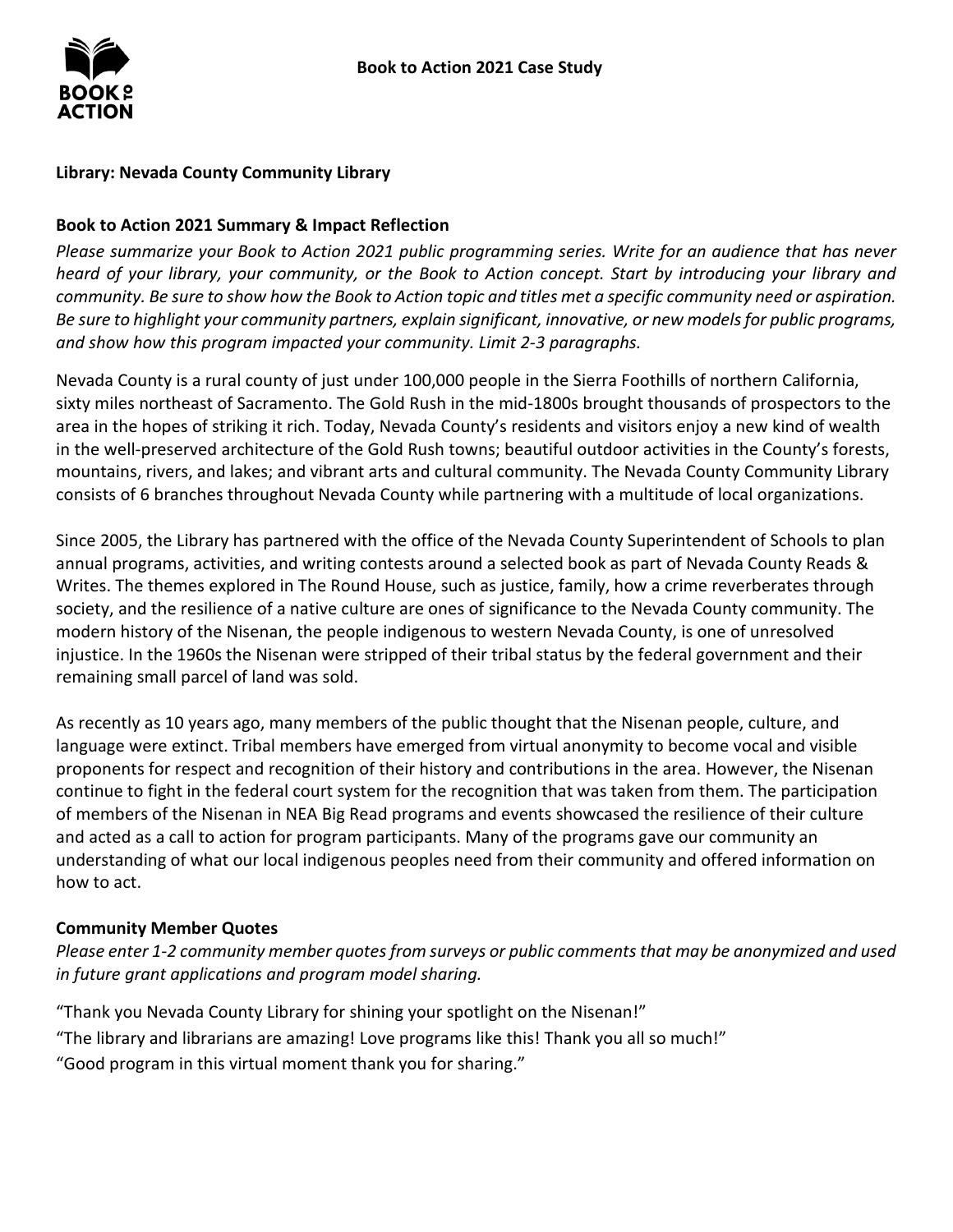# Book to Action 2021 Case Study

**Library: Nevada County Community Library**

## Book to Action 2021 Summary & Impact Reflection

*Please summarize your Book to Action 2021 public programming series. Write for an audience that has never heard of your library, your community, or the Book to Action concept. Start by introducing your library and community. Be sure to show how the Book to Action topic and titles met a specific community need or aspiration. Be sure to highlight your community partners, explain significant, innovative, or new models for public programs, and show how this program impacted your community. Limit 2-3 paragraphs.*

Nevada County is a rural county of just under 100,000 people in the Sierra Foothills of northern California, sixty miles northeast of Sacramento. The Gold Rush in the mid-1800s brought thousands of prospectors to the area in the hopes of striking it rich. Today, Nevada County's residents and visitors enjoy a new kind of wealth in the well-preserved architecture of the Gold Rush towns; beautiful outdoor activities in the County's forests, mountains, rivers, and lakes; and vibrant arts and cultural community. The Nevada County Community Library consists of 6 branches throughout Nevada County while partnering with a multitude of local organizations.

Since 2005, the Library has partnered with the office of the Nevada County Superintendent of Schools to plan annual programs, activities, and writing contests around a selected book as part of Nevada County Reads & Writes. The themes explored in The Round House, such as justice, family, how a crime reverberates through society, and the resilience of a native culture are ones of significance to the Nevada County community. The modern history of the Nisenan, the people indigenous to western Nevada County, is one of unresolved injustice. In the 1960s the Nisenan were stripped of their tribal status by the federal government and their remaining small parcel of land was sold.

As recently as 10 years ago, many members of the public thought that the Nisenan people, culture, and language were extinct. Tribal members have emerged from virtual anonymity to become vocal and visible proponents for respect and recognition of their history and contributions in the area. However, the Nisenan continue to fight in the federal court system for the recognition that was taken from them. The participation of members of the Nisenan in NEA Big Read programs and events showcased the resilience of their culture and acted as a call to action for program participants. Many of the programs gave our community an understanding of what our local indigenous peoples need from their community and offered information on how to act.

## Community Member Quotes

*Please enter 1-2 community member quotes from surveys or public comments that may be anonymized and used in future grant applications and program model sharing.*

"Thank you Nevada County Library for shining your spotlight on the Nisenan!"

"The library and librarians are amazing! Love programs like this! Thank you all so much!"

"Good program in this virtual moment thank you for sharing."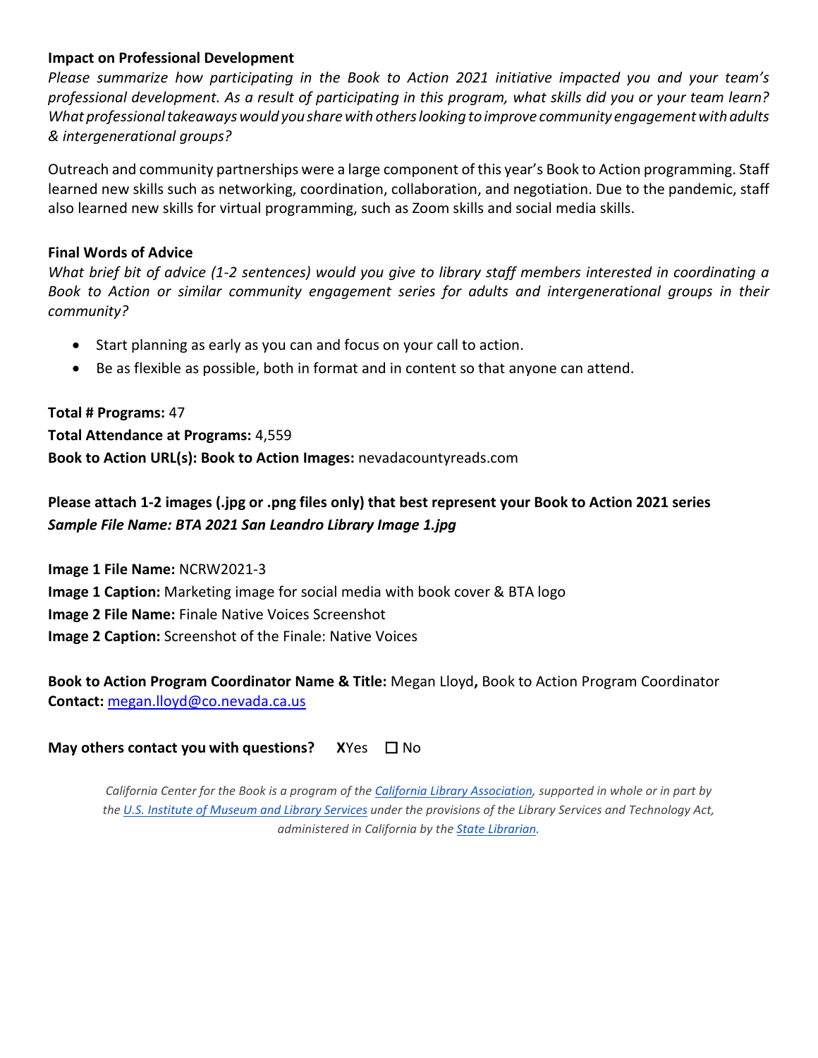**Impact on Professional Development**

*Please summarize how participating in the Book to Action 2021 initiative impacted you and your team's professional development. As a result of participating in this program, what skills did you or your team learn? What professional takeaways would you share with others looking to improve community engagement with adults & intergenerational groups?*

Outreach and community partnerships were a large component of this year's Book to Action programming. Staff learned new skills such as networking, coordination, collaboration, and negotiation. Due to the pandemic, staff also learned new skills for virtual programming, such as Zoom skills and social media skills.

**Final Words of Advice**

*What brief bit of advice (1-2 sentences) would you give to library staff members interested in coordinating a Book to Action or similar community engagement series for adults and intergenerational groups in their community?*

- Start planning as early as you can and focus on your call to action.
- Be as flexible as possible, both in format and in content so that anyone can attend.

**Total # Programs:** 47
**Total Attendance at Programs:** 4,559
**Book to Action URL(s): Book to Action Images:** nevadacountyreads.com

**Please attach 1-2 images (.jpg or .png files only) that best represent your Book to Action 2021 series**
***Sample File Name: BTA 2021 San Leandro Library Image 1.jpg***

**Image 1 File Name:** NCRW2021-3
**Image 1 Caption:** Marketing image for social media with book cover & BTA logo
**Image 2 File Name:** Finale Native Voices Screenshot
**Image 2 Caption:** Screenshot of the Finale: Native Voices

**Book to Action Program Coordinator Name & Title:** Megan Lloyd**,** Book to Action Program Coordinator
**Contact:** megan.lloyd@co.nevada.ca.us

**May others contact you with questions?** **X**Yes ☐ No

*California Center for the Book is a program of the California Library Association, supported in whole or in part by the U.S. Institute of Museum and Library Services under the provisions of the Library Services and Technology Act, administered in California by the State Librarian.*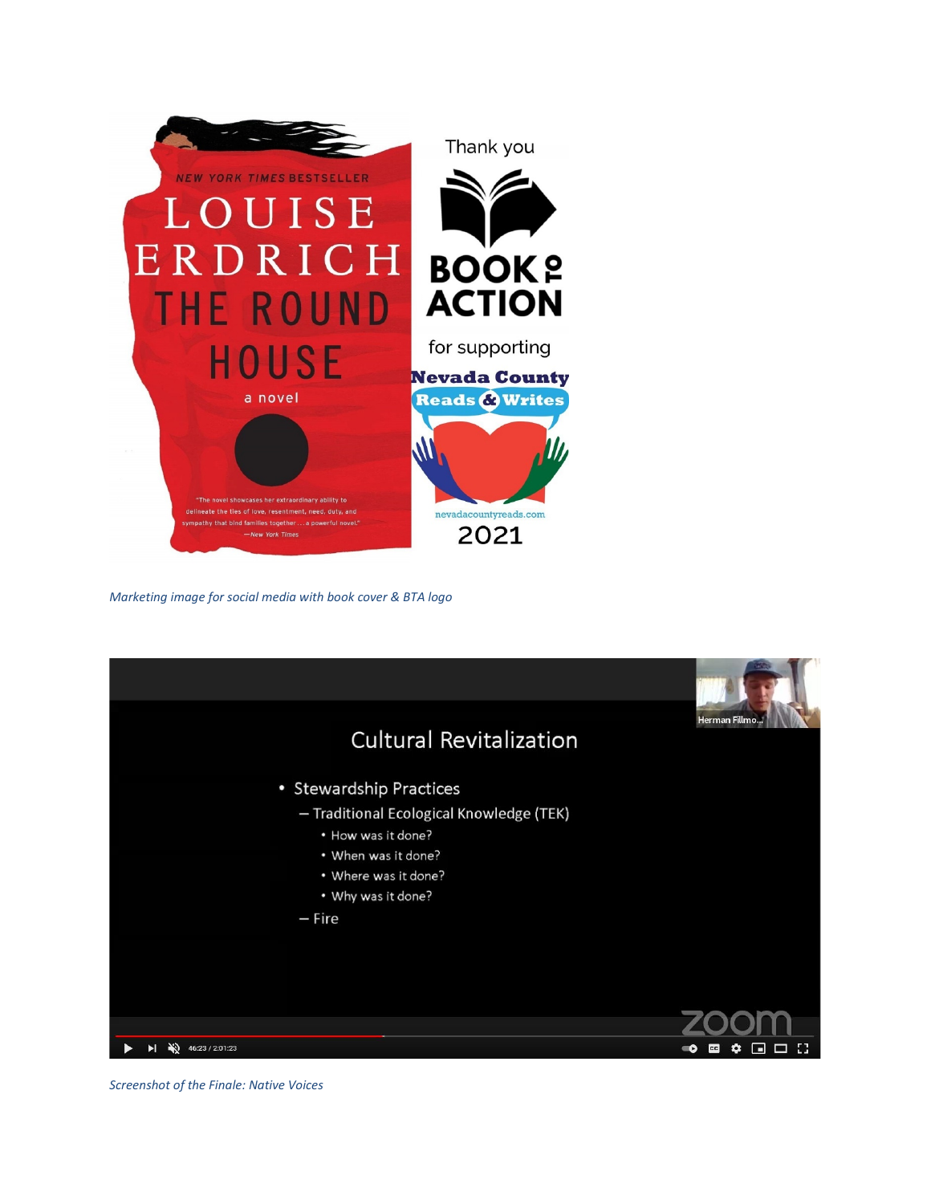*Marketing image for social media with book cover & BTA logo*

*Screenshot of the Finale: Native Voices*